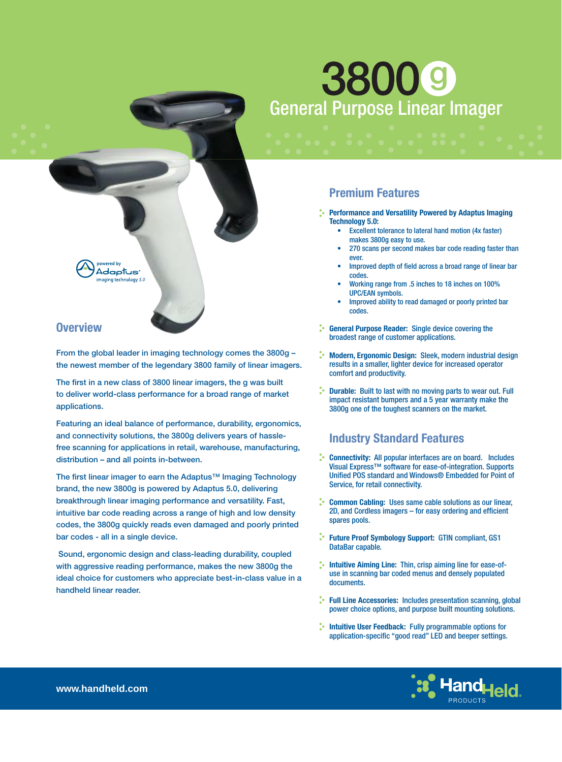# 3800g

## General Purpose Linear Imager

powered by Adaptus imaging technology 5.0

## Overview

From the global leader in imaging technology comes the 3800g – the newest member of the legendary 3800 family of linear imagers.

The first in a new class of 3800 linear imagers, the g was built to deliver world-class performance for a broad range of market applications.

Featuring an ideal balance of performance, durability, ergonomics, and connectivity solutions, the 3800g delivers years of hassle-free scanning for applications in retail, warehouse, manufacturing, distribution – and all points in-between.

The first linear imager to earn the Adaptus™ Imaging Technology brand, the new 3800g is powered by Adaptus 5.0, delivering breakthrough linear imaging performance and versatility. Fast, intuitive bar code reading across a range of high and low density codes, the 3800g quickly reads even damaged and poorly printed bar codes - all in a single device.

Sound, ergonomic design and class-leading durability, coupled with aggressive reading performance, makes the new 3800g the ideal choice for customers who appreciate best-in-class value in a handheld linear reader.

## Premium Features

- **Performance and Versatility Powered by Adaptus Imaging Technology 5.0:**
  - Excellent tolerance to lateral hand motion (4x faster) makes 3800g easy to use.
  - 270 scans per second makes bar code reading faster than ever.
  - Improved depth of field across a broad range of linear bar codes.
  - Working range from .5 inches to 18 inches on 100% UPC/EAN symbols.
  - Improved ability to read damaged or poorly printed bar codes.
- **General Purpose Reader:** Single device covering the broadest range of customer applications.
- **Modern, Ergonomic Design:** Sleek, modern industrial design results in a smaller, lighter device for increased operator comfort and productivity.
- **Durable:** Built to last with no moving parts to wear out. Full impact resistant bumpers and a 5 year warranty make the 3800g one of the toughest scanners on the market.

## Industry Standard Features

- **Connectivity:** All popular interfaces are on board. Includes Visual Express™ software for ease-of-integration. Supports Unified POS standard and Windows® Embedded for Point of Service, for retail connectivity.
- **Common Cabling:** Uses same cable solutions as our linear, 2D, and Cordless imagers – for easy ordering and efficient spares pools.
- **Future Proof Symbology Support:** GTIN compliant, GS1 DataBar capable.
- **Intuitive Aiming Line:** Thin, crisp aiming line for ease-of-use in scanning bar coded menus and densely populated documents.
- **Full Line Accessories:** Includes presentation scanning, global power choice options, and purpose built mounting solutions.
- **Intuitive User Feedback:** Fully programmable options for application-specific "good read" LED and beeper settings.

www.handheld.com

HandHeld PRODUCTS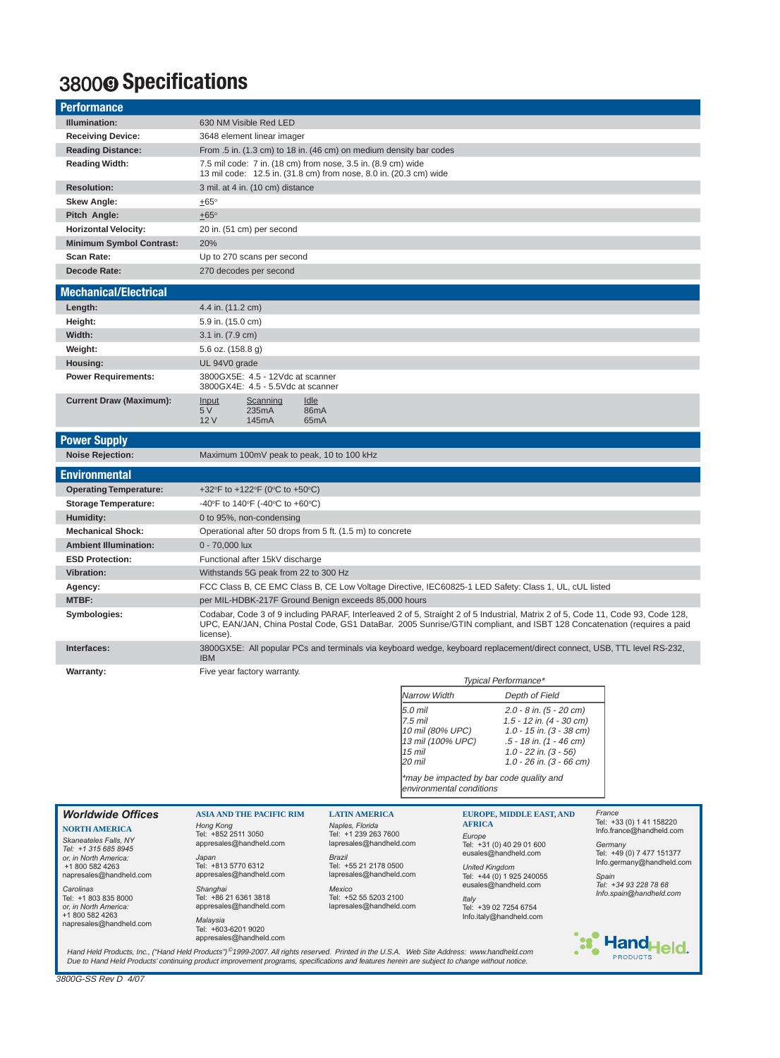# 3800g Specifications

## Performance

| | |
|---|---|
| **Illumination:** | 630 NM Visible Red LED |
| **Receiving Device:** | 3648 element linear imager |
| **Reading Distance:** | From .5 in. (1.3 cm) to 18 in. (46 cm) on medium density bar codes |
| **Reading Width:** | 7.5 mil code: 7 in. (18 cm) from nose, 3.5 in. (8.9 cm) wide<br>13 mil code: 12.5 in. (31.8 cm) from nose, 8.0 in. (20.3 cm) wide |
| **Resolution:** | 3 mil. at 4 in. (10 cm) distance |
| **Skew Angle:** | ±65° |
| **Pitch Angle:** | ±65° |
| **Horizontal Velocity:** | 20 in. (51 cm) per second |
| **Minimum Symbol Contrast:** | 20% |
| **Scan Rate:** | Up to 270 scans per second |
| **Decode Rate:** | 270 decodes per second |

## Mechanical/Electrical

| | |
|---|---|
| **Length:** | 4.4 in. (11.2 cm) |
| **Height:** | 5.9 in. (15.0 cm) |
| **Width:** | 3.1 in. (7.9 cm) |
| **Weight:** | 5.6 oz. (158.8 g) |
| **Housing:** | UL 94V0 grade |
| **Power Requirements:** | 3800GX5E: 4.5 - 12Vdc at scanner<br>3800GX4E: 4.5 - 5.5Vdc at scanner |
| **Current Draw (Maximum):** | Input / Scanning / Idle<br>5 V / 235mA / 86mA<br>12 V / 145mA / 65mA |

## Power Supply

| | |
|---|---|
| **Noise Rejection:** | Maximum 100mV peak to peak, 10 to 100 kHz |

## Environmental

| | |
|---|---|
| **Operating Temperature:** | +32°F to +122°F (0°C to +50°C) |
| **Storage Temperature:** | -40°F to 140°F (-40°C to +60°C) |
| **Humidity:** | 0 to 95%, non-condensing |
| **Mechanical Shock:** | Operational after 50 drops from 5 ft. (1.5 m) to concrete |
| **Ambient Illumination:** | 0 - 70,000 lux |
| **ESD Protection:** | Functional after 15kV discharge |
| **Vibration:** | Withstands 5G peak from 22 to 300 Hz |
| **Agency:** | FCC Class B, CE EMC Class B, CE Low Voltage Directive, IEC60825-1 LED Safety: Class 1, UL, cUL listed |
| **MTBF:** | per MIL-HDBK-217F Ground Benign exceeds 85,000 hours |
| **Symbologies:** | Codabar, Code 3 of 9 including PARAF, Interleaved 2 of 5, Straight 2 of 5 Industrial, Matrix 2 of 5, Code 11, Code 93, Code 128, UPC, EAN/JAN, China Postal Code, GS1 DataBar. 2005 Sunrise/GTIN compliant, and ISBT 128 Concatenation (requires a paid license). |
| **Interfaces:** | 3800GX5E: All popular PCs and terminals via keyboard wedge, keyboard replacement/direct connect, USB, TTL level RS-232, IBM |
| **Warranty:** | Five year factory warranty. |

*Typical Performance**

| *Narrow Width* | *Depth of Field* |
|---|---|
| *5.0 mil* | *2.0 - 8 in. (5 - 20 cm)* |
| *7.5 mil* | *1.5 - 12 in. (4 - 30 cm)* |
| *10 mil (80% UPC)* | *1.0 - 15 in. (3 - 38 cm)* |
| *13 mil (100% UPC)* | *.5 - 18 in. (1 - 46 cm)* |
| *15 mil* | *1.0 - 22 in. (3 - 56)* |
| *20 mil* | *1.0 - 26 in. (3 - 66 cm)* |

**may be impacted by bar code quality and environmental conditions*

### Worldwide Offices

**NORTH AMERICA**
*Skaneateles Falls, NY*
*Tel: +1 315 685 8945*
*or, in North America:*
+1 800 582 4263
napresales@handheld.com

*Carolinas*
Tel: +1 803 835 8000
*or, in North America:*
+1 800 582 4263
napresales@handheld.com

**ASIA AND THE PACIFIC RIM**
*Hong Kong*
Tel: +852 2511 3050
appresales@handheld.com

*Japan*
Tel: +813 5770 6312
appresales@handheld.com

*Shanghai*
Tel: +86 21 6361 3818
appresales@handheld.com

*Malaysia*
Tel: +603-6201 9020
appresales@handheld.com

**LATIN AMERICA**
*Naples, Florida*
Tel: +1 239 263 7600
lapresales@handheld.com

*Brazil*
Tel: +55 21 2178 0500
lapresales@handheld.com

*Mexico*
Tel: +52 55 5203 2100
lapresales@handheld.com

**EUROPE, MIDDLE EAST, AND AFRICA**
*Europe*
Tel: +31 (0) 40 29 01 600
eusales@handheld.com

*United Kingdom*
Tel: +44 (0) 1 925 240055
eusales@handheld.com

*Italy*
Tel: +39 02 7254 6754
Info.italy@handheld.com

*France*
Tel: +33 (0) 1 41 158220
Info.france@handheld.com

*Germany*
Tel: +49 (0) 7 477 151377
Info.germany@handheld.com

*Spain*
*Tel: +34 93 228 78 68*
*Info.spain@handheld.com*

HandHeld PRODUCTS

*Hand Held Products, Inc., ("Hand Held Products") ©1999-2007. All rights reserved. Printed in the U.S.A. Web Site Address: www.handheld.com*
*Due to Hand Held Products' continuing product improvement programs, specifications and features herein are subject to change without notice.*

*3800G-SS Rev D 4/07*